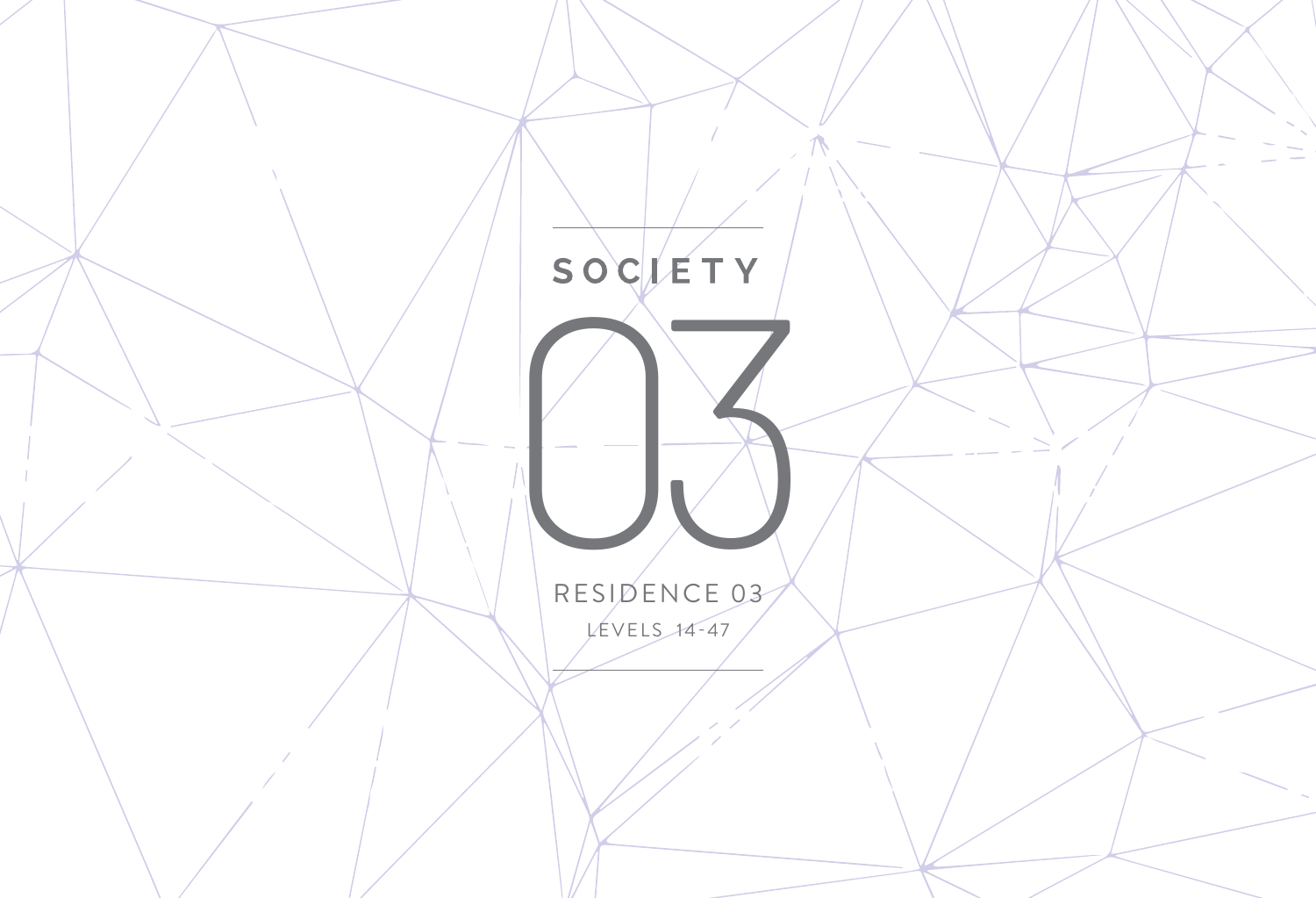# SOCIETY

# 03

RESIDENCE 03

LEVELS 14-47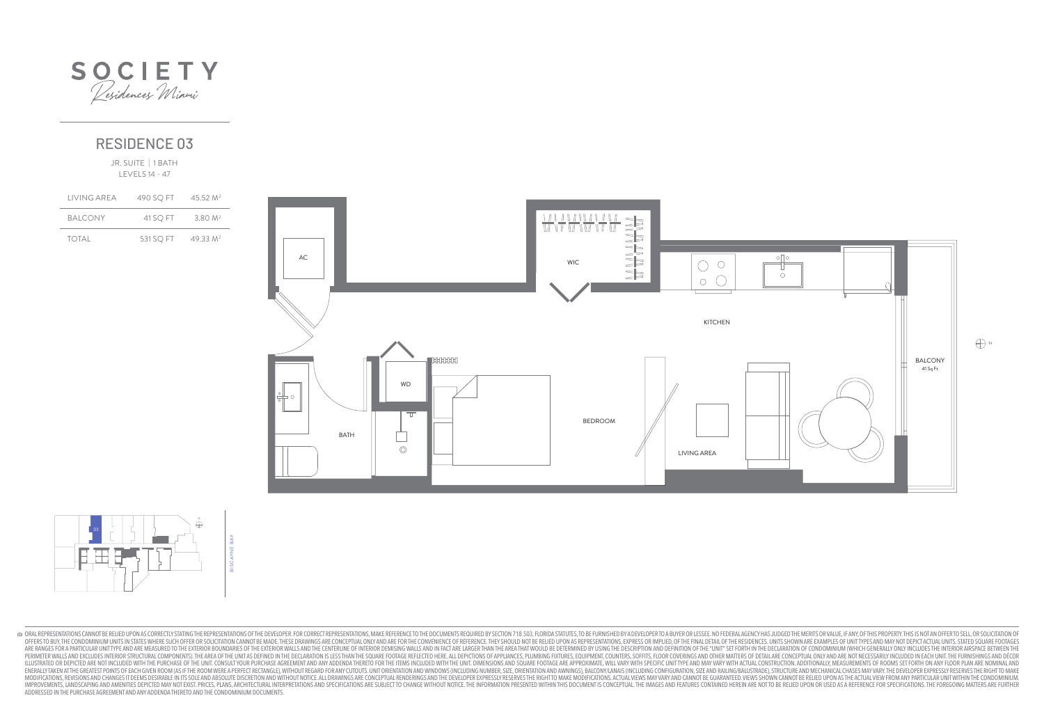# SOCIETY
*Residences Miami*

## RESIDENCE 03

JR. SUITE | 1 BATH
LEVELS 14 - 47

| | | |
|---|---|---|
| LIVING AREA | 490 SQ FT | 45.52 $M^2$ |
| BALCONY | 41 SQ FT | 3.80 $M^2$ |
| TOTAL | 531 SQ FT | 49.33 $M^2$ |

AC

WIC

KITCHEN

BALCONY
41 Sq Ft

N

WD

BATH

BEDROOM

LIVING AREA

03

BISCAYNE BAY

ORAL REPRESENTATIONS CANNOT BE RELIED UPON AS CORRECTLY STATING THE REPRESENTATIONS OF THE DEVELOPER. FOR CORRECT REPRESENTATIONS, MAKE REFERENCE TO THE DOCUMENTS REQUIRED BY SECTION 718.503, FLORIDA STATUTES, TO BE FURNISHED BY A DEVELOPER TO A BUYER OR LESSEE. NO FEDERAL AGENCY HAS JUDGED THE MERITS OR VALUE, IF ANY, OF THIS PROPERTY. THIS IS NOT AN OFFER TO SELL, OR SOLICITATION OF OFFERS TO BUY, THE CONDOMINIUM UNITS IN STATES WHERE SUCH OFFER OR SOLICITATION CANNOT BE MADE. THESE DRAWINGS ARE CONCEPTUAL ONLY AND ARE FOR THE CONVENIENCE OF REFERENCE. THEY SHOULD NOT BE RELIED UPON AS REPRESENTATIONS, EXPRESS OR IMPLIED, OF THE FINAL DETAIL OF THE RESIDENCES. UNITS SHOWN ARE EXAMPLES OF UNIT TYPES AND MAY NOT DEPICT ACTUAL UNITS. STATED SQUARE FOOTAGES ARE RANGES FOR A PARTICULAR UNIT TYPE AND ARE MEASURED TO THE EXTERIOR BOUNDARIES OF THE EXTERIOR WALLS AND THE CENTERLINE OF INTERIOR DEMISING WALLS AND IN FACT ARE LARGER THAN THE AREA THAT WOULD BE DETERMINED BY USING THE DESCRIPTION AND DEFINITION OF THE "UNIT" SET FORTH IN THE DECLARATION OF CONDOMINIUM (WHICH GENERALLY ONLY INCLUDES THE INTERIOR AIRSPACE BETWEEN THE PERIMETER WALLS AND EXCLUDES INTERIOR STRUCTURAL COMPONENTS). THE AREA OF THE UNIT AS DEFINED IN THE DECLARATION IS LESS THAN THE SQUARE FOOTAGE REFLECTED HERE. ALL DEPICTIONS OF APPLIANCES, PLUMBING FIXTURES, EQUIPMENT, COUNTERS, SOFFITS, FLOOR COVERINGS AND OTHER MATTERS OF DETAIL ARE CONCEPTUAL ONLY AND ARE NOT NECESSARILY INCLUDED IN EACH UNIT. THE FURNISHINGS AND DÉCOR ILLUSTRATED OR DEPICTED ARE NOT INCLUDED WITH THE PURCHASE OF THE UNIT. CONSULT YOUR PURCHASE AGREEMENT AND ANY ADDENDA THERETO FOR THE ITEMS INCLUDED WITH THE UNIT. DIMENSIONS AND SQUARE FOOTAGE ARE APPROXIMATE, WILL VARY WITH SPECIFIC UNIT TYPE AND MAY VARY WITH ACTUAL CONSTRUCTION. ADDITIONALLY, MEASUREMENTS OF ROOMS SET FORTH ON ANY FLOOR PLAN ARE NOMINAL AND GENERALLY TAKEN AT THE GREATEST POINTS OF EACH GIVEN ROOM (AS IF THE ROOM WERE A PERFECT RECTANGLE), WITHOUT REGARD FOR ANY CUTOUTS. UNIT ORIENTATION AND WINDOWS (INCLUDING NUMBER, SIZE, ORIENTATION AND AWNINGS), BALCONY/LANAIS (INCLUDING CONFIGURATION, SIZE AND RAILING/BALUSTRADE), STRUCTURE AND MECHANICAL CHASES MAY VARY. THE DEVELOPER EXPRESSLY RESERVES THE RIGHT TO MAKE MODIFICATIONS, REVISIONS AND CHANGES IT DEEMS DESIRABLE IN ITS SOLE AND ABSOLUTE DISCRETION AND WITHOUT NOTICE. ALL DRAWINGS ARE CONCEPTUAL RENDERINGS AND THE DEVELOPER EXPRESSLY RESERVES THE RIGHT TO MAKE MODIFICATIONS. ACTUAL VIEWS MAY VARY AND CANNOT BE GUARANTEED. VIEWS SHOWN CANNOT BE RELIED UPON AS THE ACTUAL VIEW FROM ANY PARTICULAR UNIT WITHIN THE CONDOMINIUM. IMPROVEMENTS, LANDSCAPING AND AMENITIES DEPICTED MAY NOT EXIST. PRICES, PLANS, ARCHITECTURAL INTERPRETATIONS AND SPECIFICATIONS ARE SUBJECT TO CHANGE WITHOUT NOTICE. THE INFORMATION PRESENTED WITHIN THIS DOCUMENT IS CONCEPTUAL. THE IMAGES AND FEATURES CONTAINED HEREIN ARE NOT TO BE RELIED UPON OR USED AS A REFERENCE FOR SPECIFICATIONS. THE FOREGOING MATTERS ARE FURTHER ADDRESSED IN THE PURCHASE AGREEMENT AND ANY ADDENDA THERETO AND THE CONDOMINIUM DOCUMENTS.